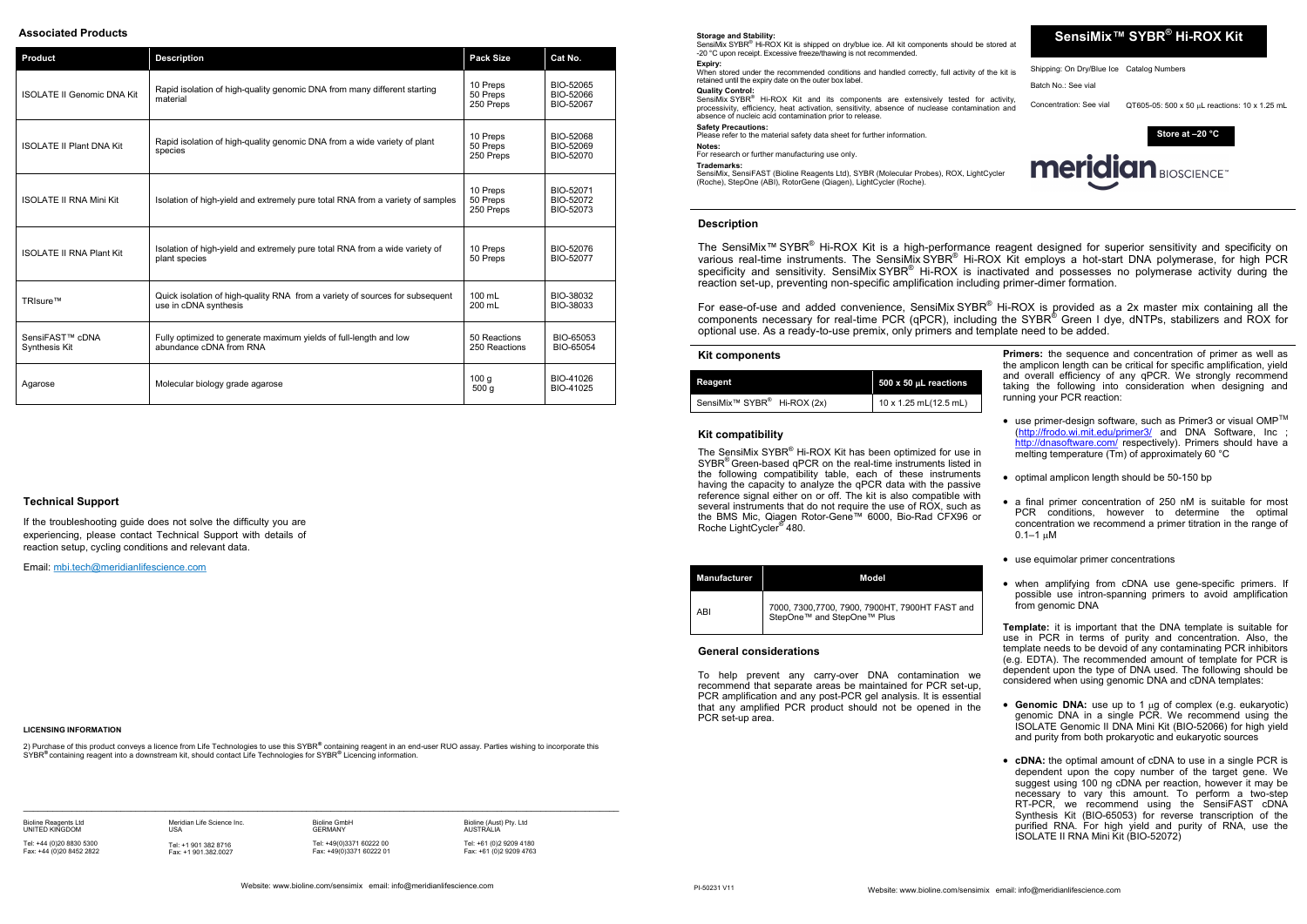## SensiMix™ SYBR® Hi-ROX Kit

Shipping: On Dry/Blue Ice Catalog Numbers

Batch No.: See vial

Concentration: See vial QT605-05: 500 x 50 μL reactions: 10 x 1.25 mL

**Store at –20 °C**

meridian BIOSCIENCE™

**Storage and Stability:**
SensiMix SYBR® Hi-ROX Kit is shipped on dry/blue ice. All kit components should be stored at -20 °C upon receipt. Excessive freeze/thawing is not recommended.

**Expiry:**
When stored under the recommended conditions and handled correctly, full activity of the kit is retained until the expiry date on the outer box label.

**Quality Control:**
SensiMix SYBR® Hi-ROX Kit and its components are extensively tested for activity, processivity, efficiency, heat activation, sensitivity, absence of nuclease contamination and absence of nucleic acid contamination prior to release.

**Safety Precautions:**
Please refer to the material safety data sheet for further information.

**Notes:**
For research or further manufacturing use only.

**Trademarks:**
SensiMix, SensiFAST (Bioline Reagents Ltd), SYBR (Molecular Probes), ROX, LightCycler (Roche), StepOne (ABI), RotorGene (Qiagen), LightCycler (Roche).

### Description

The SensiMix™ SYBR® Hi-ROX Kit is a high-performance reagent designed for superior sensitivity and specificity on various real-time instruments. The SensiMix SYBR® Hi-ROX Kit employs a hot-start DNA polymerase, for high PCR specificity and sensitivity. SensiMix SYBR® Hi-ROX is inactivated and possesses no polymerase activity during the reaction set-up, preventing non-specific amplification including primer-dimer formation.

For ease-of-use and added convenience, SensiMix SYBR® Hi-ROX is provided as a 2x master mix containing all the components necessary for real-time PCR (qPCR), including the SYBR® Green I dye, dNTPs, stabilizers and ROX for optional use. As a ready-to-use premix, only primers and template need to be added.

### Kit components

| Reagent | 500 x 50 μL reactions |
|---|---|
| SensiMix™ SYBR® Hi-ROX (2x) | 10 x 1.25 mL(12.5 mL) |

### Kit compatibility

The SensiMix SYBR® Hi-ROX Kit has been optimized for use in SYBR® Green-based qPCR on the real-time instruments listed in the following compatibility table, each of these instruments having the capacity to analyze the qPCR data with the passive reference signal either on or off. The kit is also compatible with several instruments that do not require the use of ROX, such as the BMS Mic, Qiagen Rotor-Gene™ 6000, Bio-Rad CFX96 or Roche LightCycler® 480.

| Manufacturer | Model |
|---|---|
| ABI | 7000, 7300,7700, 7900, 7900HT, 7900HT FAST and StepOne™ and StepOne™ Plus |

### General considerations

To help prevent any carry-over DNA contamination we recommend that separate areas be maintained for PCR set-up, PCR amplification and any post-PCR gel analysis. It is essential that any amplified PCR product should not be opened in the PCR set-up area.

**Primers:** the sequence and concentration of primer as well as the amplicon length can be critical for specific amplification, yield and overall efficiency of any qPCR. We strongly recommend taking the following into consideration when designing and running your PCR reaction:

- use primer-design software, such as Primer3 or visual OMP™ (http://frodo.wi.mit.edu/primer3/ and DNA Software, Inc ; http://dnasoftware.com/ respectively). Primers should have a melting temperature (Tm) of approximately 60 °C
- optimal amplicon length should be 50-150 bp
- a final primer concentration of 250 nM is suitable for most PCR conditions, however to determine the optimal concentration we recommend a primer titration in the range of 0.1–1 μM
- use equimolar primer concentrations
- when amplifying from cDNA use gene-specific primers. If possible use intron-spanning primers to avoid amplification from genomic DNA

**Template:** it is important that the DNA template is suitable for use in PCR in terms of purity and concentration. Also, the template needs to be devoid of any contaminating PCR inhibitors (e.g. EDTA). The recommended amount of template for PCR is dependent upon the type of DNA used. The following should be considered when using genomic DNA and cDNA templates:

- **Genomic DNA:** use up to 1 μg of complex (e.g. eukaryotic) genomic DNA in a single PCR. We recommend using the ISOLATE Genomic II DNA Mini Kit (BIO-52066) for high yield and purity from both prokaryotic and eukaryotic sources
- **cDNA:** the optimal amount of cDNA to use in a single PCR is dependent upon the copy number of the target gene. We suggest using 100 ng cDNA per reaction, however it may be necessary to vary this amount. To perform a two-step RT-PCR, we recommend using the SensiFAST cDNA Synthesis Kit (BIO-65053) for reverse transcription of the purified RNA. For high yield and purity of RNA, use the ISOLATE II RNA Mini Kit (BIO-52072)

### Associated Products

| Product | Description | Pack Size | Cat No. |
|---|---|---|---|
| ISOLATE II Genomic DNA Kit | Rapid isolation of high-quality genomic DNA from many different starting material | 10 Preps<br>50 Preps<br>250 Preps | BIO-52065<br>BIO-52066<br>BIO-52067 |
| ISOLATE II Plant DNA Kit | Rapid isolation of high-quality genomic DNA from a wide variety of plant species | 10 Preps<br>50 Preps<br>250 Preps | BIO-52068<br>BIO-52069<br>BIO-52070 |
| ISOLATE II RNA Mini Kit | Isolation of high-yield and extremely pure total RNA from a variety of samples | 10 Preps<br>50 Preps<br>250 Preps | BIO-52071<br>BIO-52072<br>BIO-52073 |
| ISOLATE II RNA Plant Kit | Isolation of high-yield and extremely pure total RNA from a wide variety of plant species | 10 Preps<br>50 Preps | BIO-52076<br>BIO-52077 |
| TRIsure™ | Quick isolation of high-quality RNA from a variety of sources for subsequent use in cDNA synthesis | 100 mL<br>200 mL | BIO-38032<br>BIO-38033 |
| SensiFAST™ cDNA Synthesis Kit | Fully optimized to generate maximum yields of full-length and low abundance cDNA from RNA | 50 Reactions<br>250 Reactions | BIO-65053<br>BIO-65054 |
| Agarose | Molecular biology grade agarose | 100 g<br>500 g | BIO-41026<br>BIO-41025 |

### Technical Support

If the troubleshooting guide does not solve the difficulty you are experiencing, please contact Technical Support with details of reaction setup, cycling conditions and relevant data.

Email: mbi.tech@meridianlifescience.com

**LICENSING INFORMATION**

2) Purchase of this product conveys a licence from Life Technologies to use this SYBR® containing reagent in an end-user RUO assay. Parties wishing to incorporate this SYBR® containing reagent into a downstream kit, should contact Life Technologies for SYBR® Licencing information.

Bioline Reagents Ltd, UNITED KINGDOM — Tel: +44 (0)20 8830 5300, Fax: +44 (0)20 8452 2822

Meridian Life Science Inc., USA — Tel: +1 901 382 8716, Fax: +1 901.382.0027

Bioline GmbH, GERMANY — Tel: +49(0)3371 60222 00, Fax: +49(0)3371 60222 01

Bioline (Aust) Pty. Ltd, AUSTRALIA — Tel: +61 (0)2 9209 4180, Fax: +61 (0)2 9209 4763

Website: www.bioline.com/sensimix email: info@meridianlifescience.com

PI-50231 V11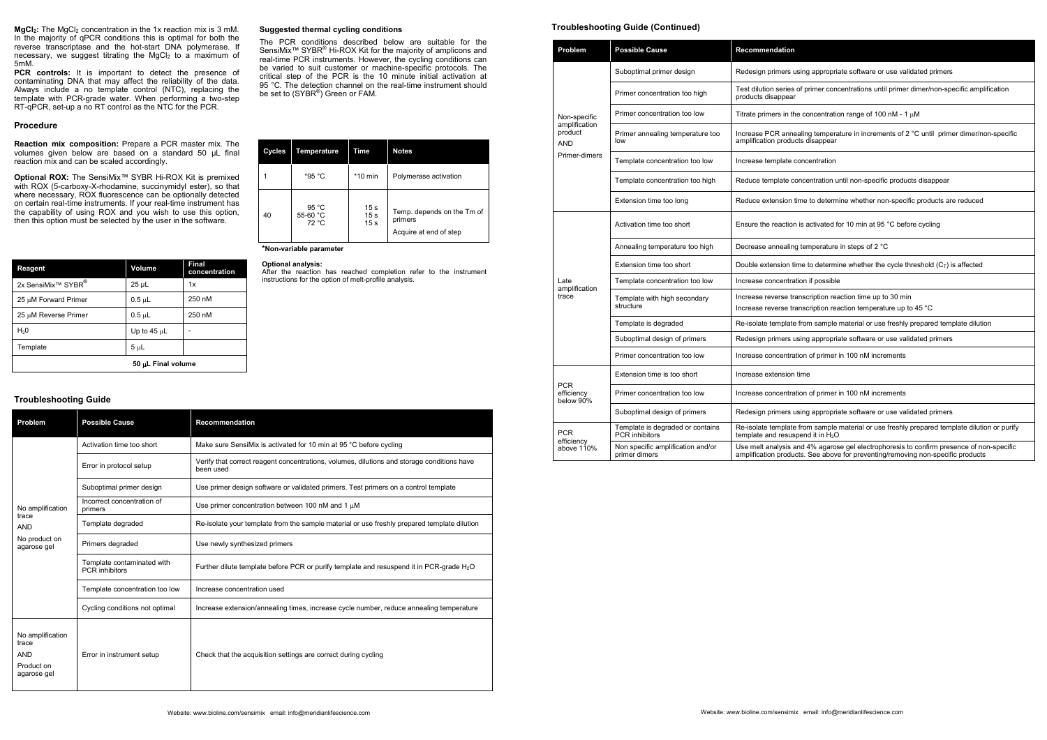**$MgCl_2$:** The $MgCl_2$ concentration in the 1x reaction mix is 3 mM. In the majority of qPCR conditions this is optimal for both the reverse transcriptase and the hot-start DNA polymerase. If necessary, we suggest titrating the $MgCl_2$ to a maximum of 5mM.

**PCR controls:** It is important to detect the presence of contaminating DNA that may affect the reliability of the data. Always include a no template control (NTC), replacing the template with PCR-grade water. When performing a two-step RT-qPCR, set-up a no RT control as the NTC for the PCR.

## Procedure

**Reaction mix composition:** Prepare a PCR master mix. The volumes given below are based on a standard 50 µL final reaction mix and can be scaled accordingly.

**Optional ROX:** The SensiMix™ SYBR Hi-ROX Kit is premixed with ROX (5-carboxy-X-rhodamine, succinymidyl ester), so that where necessary, ROX fluorescence can be optionally detected on certain real-time instruments. If your real-time instrument has the capability of using ROX and you wish to use this option, then this option must be selected by the user in the software.

| Reagent | Volume | Final concentration |
|---|---|---|
| 2x SensiMix™ SYBR® | 25 µL | 1x |
| 25 µM Forward Primer | 0.5 µL | 250 nM |
| 25 µM Reverse Primer | 0.5 µL | 250 nM |
| $H_2O$ | Up to 45 µL | - |
| Template | 5 µL | |
| 50 µL Final volume | | |

### Suggested thermal cycling conditions

The PCR conditions described below are suitable for the SensiMix™ SYBR® Hi-ROX Kit for the majority of amplicons and real-time PCR instruments. However, the cycling conditions can be varied to suit customer or machine-specific protocols. The critical step of the PCR is the 10 minute initial activation at 95 °C. The detection channel on the real-time instrument should be set to (SYBR®) Green or FAM.

| Cycles | Temperature | Time | Notes |
|---|---|---|---|
| 1 | *95 °C | *10 min | Polymerase activation |
| 40 | 95 °C<br>55-60 °C<br>72 °C | 15 s<br>15 s<br>15 s | Temp. depends on the Tm of primers<br>Acquire at end of step |

**\*Non-variable parameter**

**Optional analysis:**
After the reaction has reached completion refer to the instrument instructions for the option of melt-profile analysis.

## Troubleshooting Guide

| Problem | Possible Cause | Recommendation |
|---|---|---|
| No amplification trace AND No product on agarose gel | Activation time too short | Make sure SensiMix is activated for 10 min at 95 °C before cycling |
| | Error in protocol setup | Verify that correct reagent concentrations, volumes, dilutions and storage conditions have been used |
| | Suboptimal primer design | Use primer design software or validated primers. Test primers on a control template |
| | Incorrect concentration of primers | Use primer concentration between 100 nM and 1 µM |
| | Template degraded | Re-isolate your template from the sample material or use freshly prepared template dilution |
| | Primers degraded | Use newly synthesized primers |
| | Template contaminated with PCR inhibitors | Further dilute template before PCR or purify template and resuspend it in PCR-grade $H_2O$ |
| | Template concentration too low | Increase concentration used |
| | Cycling conditions not optimal | Increase extension/annealing times, increase cycle number, reduce annealing temperature |
| No amplification trace AND Product on agarose gel | Error in instrument setup | Check that the acquisition settings are correct during cycling |

## Troubleshooting Guide (Continued)

| Problem | Possible Cause | Recommendation |
|---|---|---|
| Non-specific amplification product AND Primer-dimers | Suboptimal primer design | Redesign primers using appropriate software or use validated primers |
| | Primer concentration too high | Test dilution series of primer concentrations until primer dimer/non-specific amplification products disappear |
| | Primer concentration too low | Titrate primers in the concentration range of 100 nM - 1 µM |
| | Primer annealing temperature too low | Increase PCR annealing temperature in increments of 2 °C until primer dimer/non-specific amplification products disappear |
| | Template concentration too low | Increase template concentration |
| | Template concentration too high | Reduce template concentration until non-specific products disappear |
| | Extension time too long | Reduce extension time to determine whether non-specific products are reduced |
| Late amplification trace | Activation time too short | Ensure the reaction is activated for 10 min at 95 °C before cycling |
| | Annealing temperature too high | Decrease annealing temperature in steps of 2 °C |
| | Extension time too short | Double extension time to determine whether the cycle threshold ($C_T$) is affected |
| | Template concentration too low | Increase concentration if possible |
| | Template with high secondary structure | Increase reverse transcription reaction time up to 30 min<br>Increase reverse transcription reaction temperature up to 45 °C |
| | Template is degraded | Re-isolate template from sample material or use freshly prepared template dilution |
| | Suboptimal design of primers | Redesign primers using appropriate software or use validated primers |
| | Primer concentration too low | Increase concentration of primer in 100 nM increments |
| PCR efficiency below 90% | Extension time is too short | Increase extension time |
| | Primer concentration too low | Increase concentration of primer in 100 nM increments |
| | Suboptimal design of primers | Redesign primers using appropriate software or use validated primers |
| PCR efficiency above 110% | Template is degraded or contains PCR inhibitors | Re-isolate template from sample material or use freshly prepared template dilution or purify template and resuspend it in $H_2O$ |
| | Non specific amplification and/or primer dimers | Use melt analysis and 4% agarose gel electrophoresis to confirm presence of non-specific amplification products. See above for preventing/removing non-specific products |

Website: www.bioline.com/sensimix email: info@meridianlifescience.com